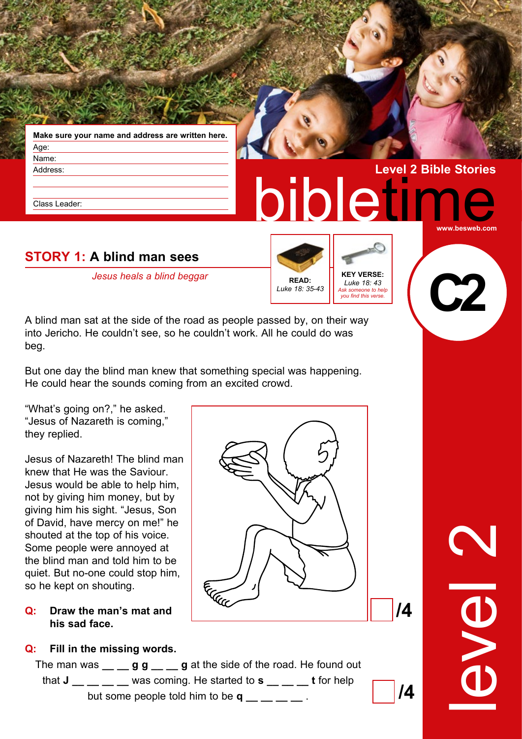**Make sure your name and address are written here.**

Age:

Name:

Address:

Class Leader:

Level 2 Bible Stories

# bibletime

www.besweb.com

C2

## STORY 1: A blind man sees

*Jesus heals a blind beggar*

**READ:** Luke 18: 35-43

**KEY VERSE:** Luke 18: 43
*Ask someone to help you find this verse.*

A blind man sat at the side of the road as people passed by, on their way into Jericho. He couldn't see, so he couldn't work. All he could do was beg.

But one day the blind man knew that something special was happening. He could hear the sounds coming from an excited crowd.

"What's going on?," he asked. "Jesus of Nazareth is coming," they replied.

Jesus of Nazareth! The blind man knew that He was the Saviour. Jesus would be able to help him, not by giving him money, but by giving him his sight. "Jesus, Son of David, have mercy on me!" he shouted at the top of his voice. Some people were annoyed at the blind man and told him to be quiet. But no-one could stop him, so he kept on shouting.

**Q: Draw the man's mat and his sad face.**

/4

**Q: Fill in the missing words.**

The man was __ __ **g g** __ __ **g** at the side of the road. He found out that **J** __ __ __ __ was coming. He started to **s** __ __ __ **t** for help but some people told him to be **q** __ __ __ __ .

/4

level 2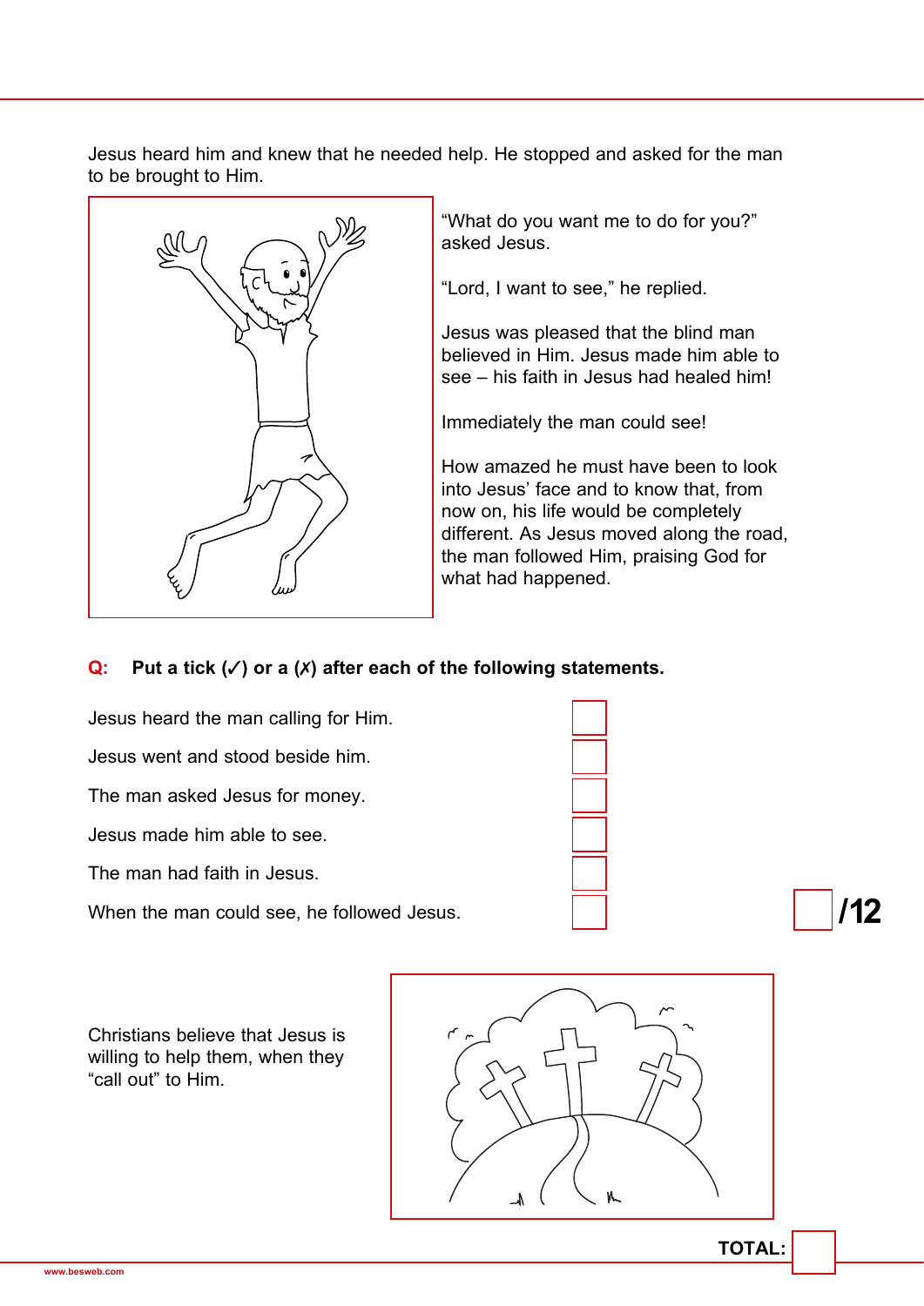Jesus heard him and knew that he needed help. He stopped and asked for the man to be brought to Him.

“What do you want me to do for you?” asked Jesus.

“Lord, I want to see,” he replied.

Jesus was pleased that the blind man believed in Him. Jesus made him able to see – his faith in Jesus had healed him!

Immediately the man could see!

How amazed he must have been to look into Jesus’ face and to know that, from now on, his life would be completely different. As Jesus moved along the road, the man followed Him, praising God for what had happened.

**Q: Put a tick (✓) or a (✗) after each of the following statements.**

| Statement | ✓ / ✗ |
|---|---|
| Jesus heard the man calling for Him. | |
| Jesus went and stood beside him. | |
| The man asked Jesus for money. | |
| Jesus made him able to see. | |
| The man had faith in Jesus. | |
| When the man could see, he followed Jesus. | |

**/12**

Christians believe that Jesus is willing to help them, when they “call out” to Him.

**TOTAL:**

www.besweb.com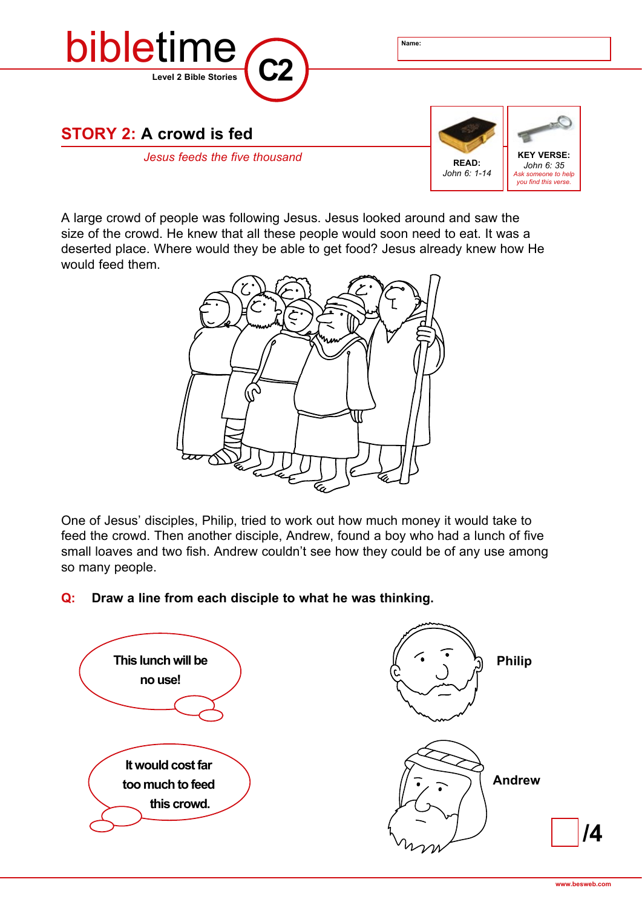# bibletime C2

Level 2 Bible Stories

Name:

## STORY 2: A crowd is fed

*Jesus feeds the five thousand*

**READ:** *John 6: 1-14*

**KEY VERSE:** *John 6: 35*
*Ask someone to help you find this verse.*

A large crowd of people was following Jesus. Jesus looked around and saw the size of the crowd. He knew that all these people would soon need to eat. It was a deserted place. Where would they be able to get food? Jesus already knew how He would feed them.

One of Jesus' disciples, Philip, tried to work out how much money it would take to feed the crowd. Then another disciple, Andrew, found a boy who had a lunch of five small loaves and two fish. Andrew couldn't see how they could be of any use among so many people.

**Q: Draw a line from each disciple to what he was thinking.**

This lunch will be no use!

It would cost far too much to feed this crowd.

**Philip**

**Andrew**

/4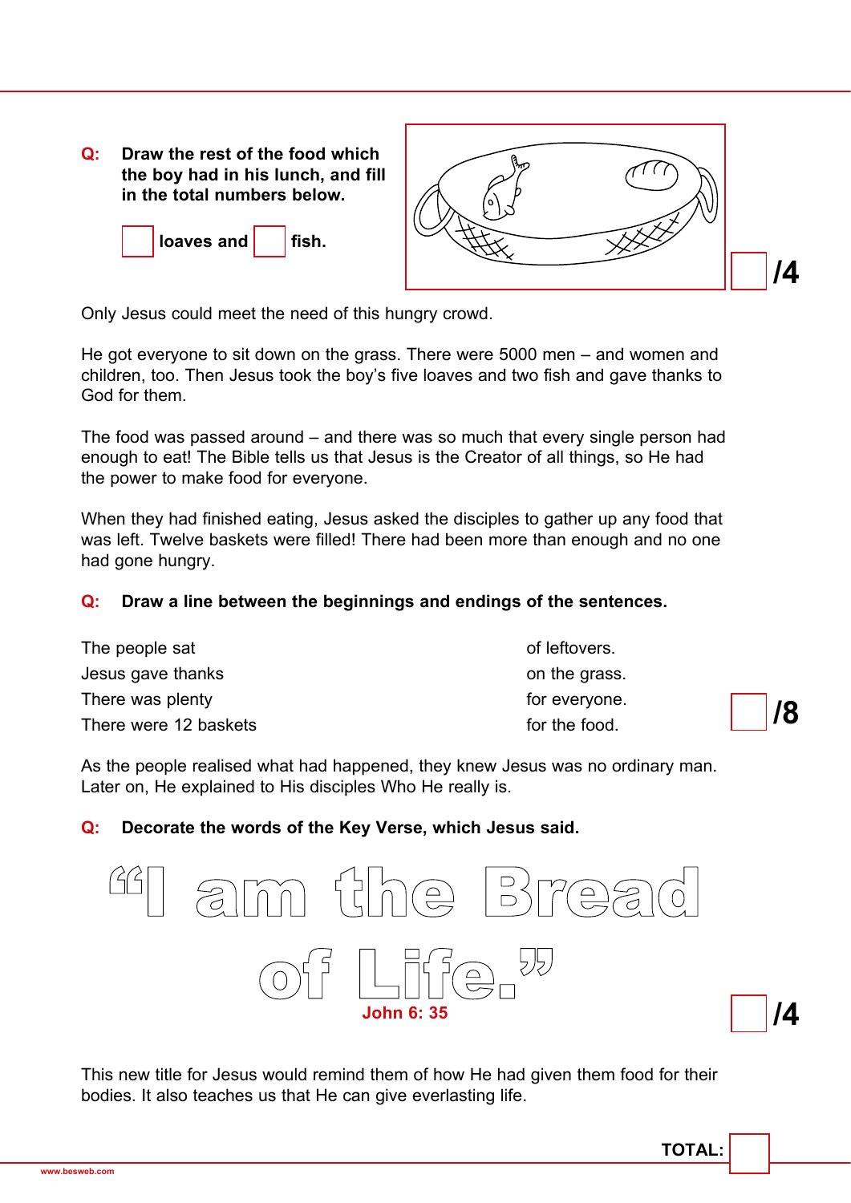**Q: Draw the rest of the food which the boy had in his lunch, and fill in the total numbers below.**

☐ loaves and ☐ fish.

/4

Only Jesus could meet the need of this hungry crowd.

He got everyone to sit down on the grass. There were 5000 men – and women and children, too. Then Jesus took the boy's five loaves and two fish and gave thanks to God for them.

The food was passed around – and there was so much that every single person had enough to eat! The Bible tells us that Jesus is the Creator of all things, so He had the power to make food for everyone.

When they had finished eating, Jesus asked the disciples to gather up any food that was left. Twelve baskets were filled! There had been more than enough and no one had gone hungry.

**Q: Draw a line between the beginnings and endings of the sentences.**

| | |
|---|---|
| The people sat | of leftovers. |
| Jesus gave thanks | on the grass. |
| There was plenty | for everyone. |
| There were 12 baskets | for the food. |

/8

As the people realised what had happened, they knew Jesus was no ordinary man. Later on, He explained to His disciples Who He really is.

**Q: Decorate the words of the Key Verse, which Jesus said.**

"I am the Bread of Life."

John 6: 35

/4

This new title for Jesus would remind them of how He had given them food for their bodies. It also teaches us that He can give everlasting life.

**TOTAL:**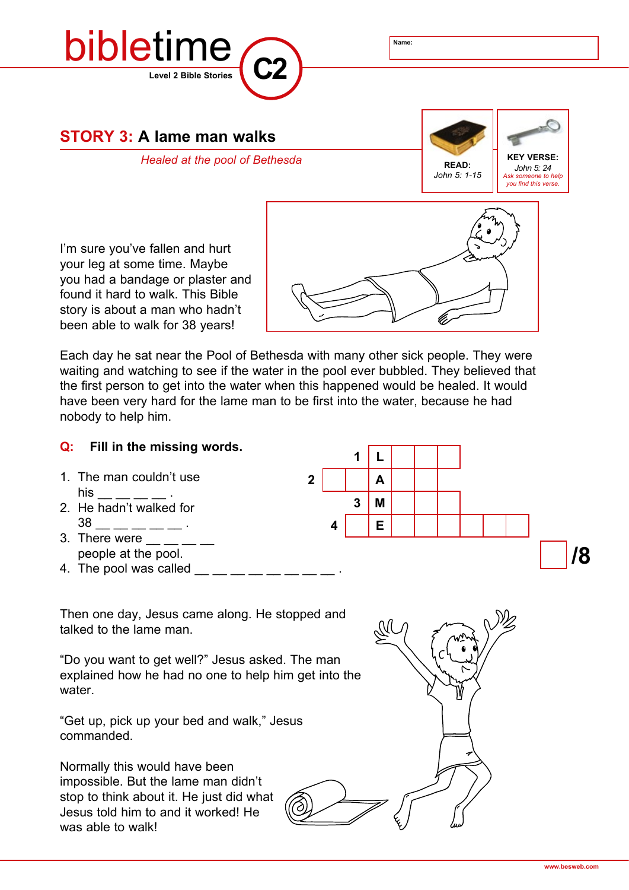# bibletime C2

Level 2 Bible Stories

Name:

## STORY 3: A lame man walks

*Healed at the pool of Bethesda*

**READ:** *John 5: 1-15*

**KEY VERSE:** *John 5: 24*
*Ask someone to help you find this verse.*

I'm sure you've fallen and hurt your leg at some time. Maybe you had a bandage or plaster and found it hard to walk. This Bible story is about a man who hadn't been able to walk for 38 years!

Each day he sat near the Pool of Bethesda with many other sick people. They were waiting and watching to see if the water in the pool ever bubbled. They believed that the first person to get into the water when this happened would be healed. It would have been very hard for the lame man to be first into the water, because he had nobody to help him.

**Q: Fill in the missing words.**

1. The man couldn't use his __ __ __ __ .
2. He hadn't walked for 38 __ __ __ __ __ .
3. There were __ __ __ __ people at the pool.
4. The pool was called __ __ __ __ __ __ __ __ .

| | | | | | | | | |
|---|---|---|---|---|---|---|---|---|
| | | 1 | L | | | | | |
| 2 | | | A | | | | | |
| | | 3 | M | | | | | |
| | 4 | | E | | | | | |

/8

Then one day, Jesus came along. He stopped and talked to the lame man.

"Do you want to get well?" Jesus asked. The man explained how he had no one to help him get into the water.

"Get up, pick up your bed and walk," Jesus commanded.

Normally this would have been impossible. But the lame man didn't stop to think about it. He just did what Jesus told him to and it worked! He was able to walk!

www.besweb.com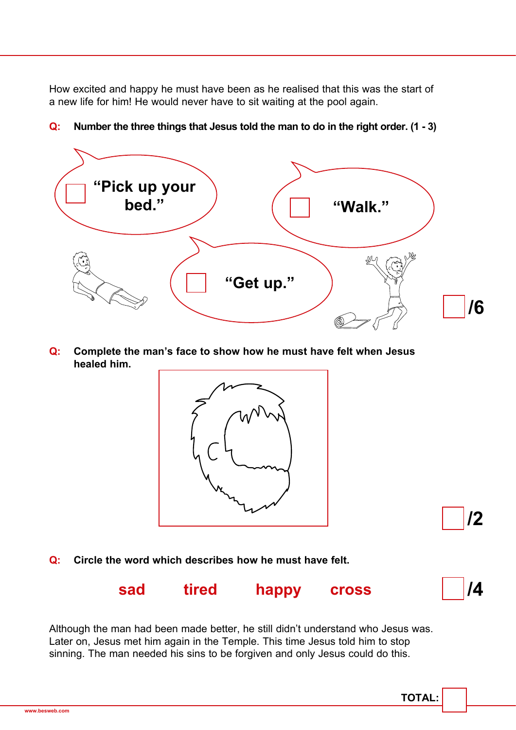How excited and happy he must have been as he realised that this was the start of a new life for him! He would never have to sit waiting at the pool again.

**Q: Number the three things that Jesus told the man to do in the right order. (1 - 3)**

☐ **"Pick up your bed."**

☐ **"Walk."**

☐ **"Get up."**

☐ **/6**

**Q: Complete the man's face to show how he must have felt when Jesus healed him.**

☐ **/2**

**Q: Circle the word which describes how he must have felt.**

**sad** **tired** **happy** **cross**

☐ **/4**

Although the man had been made better, he still didn't understand who Jesus was. Later on, Jesus met him again in the Temple. This time Jesus told him to stop sinning. The man needed his sins to be forgiven and only Jesus could do this.

**TOTAL:** ☐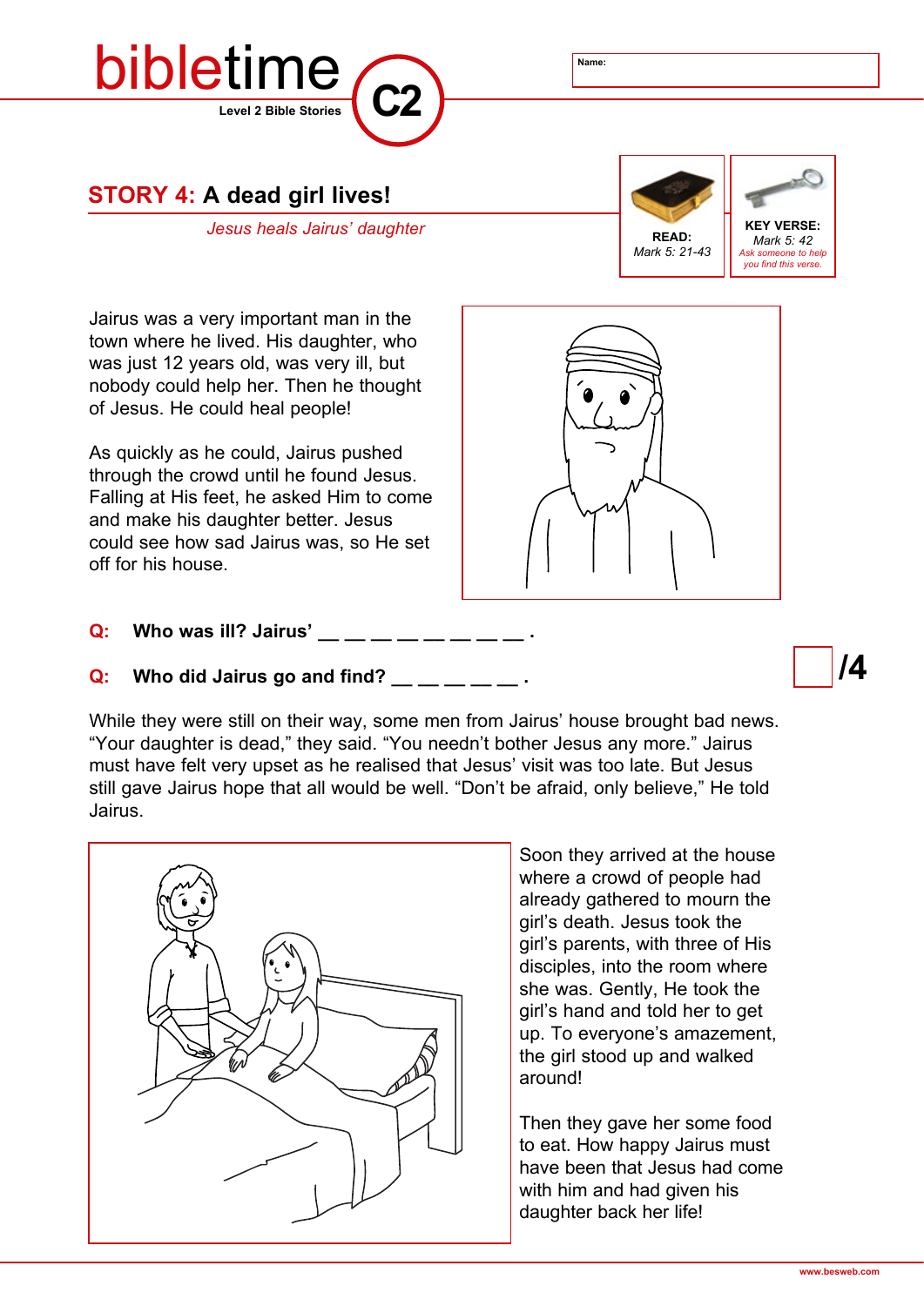bibletime **C2**

Level 2 Bible Stories

Name:

## STORY 4: A dead girl lives!

*Jesus heals Jairus' daughter*

**READ:** *Mark 5: 21-43*

**KEY VERSE:** *Mark 5: 42*
*Ask someone to help you find this verse.*

Jairus was a very important man in the town where he lived. His daughter, who was just 12 years old, was very ill, but nobody could help her. Then he thought of Jesus. He could heal people!

As quickly as he could, Jairus pushed through the crowd until he found Jesus. Falling at His feet, he asked Him to come and make his daughter better. Jesus could see how sad Jairus was, so He set off for his house.

**Q: Who was ill? Jairus' __ __ __ __ __ __ __ __ .**

**Q: Who did Jairus go and find? __ __ __ __ __ .**

**/4**

While they were still on their way, some men from Jairus' house brought bad news. "Your daughter is dead," they said. "You needn't bother Jesus any more." Jairus must have felt very upset as he realised that Jesus' visit was too late. But Jesus still gave Jairus hope that all would be well. "Don't be afraid, only believe," He told Jairus.

Soon they arrived at the house where a crowd of people had already gathered to mourn the girl's death. Jesus took the girl's parents, with three of His disciples, into the room where she was. Gently, He took the girl's hand and told her to get up. To everyone's amazement, the girl stood up and walked around!

Then they gave her some food to eat. How happy Jairus must have been that Jesus had come with him and had given his daughter back her life!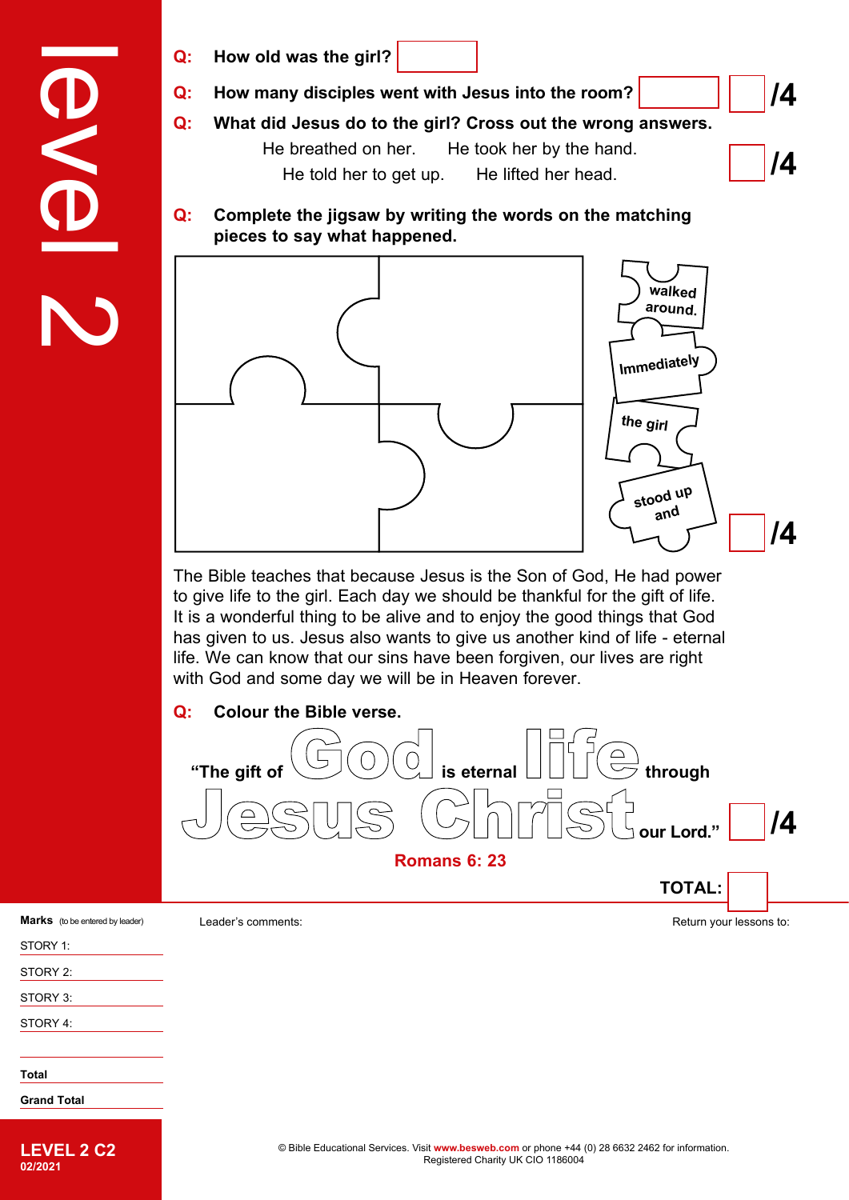level 2

**Q: How old was the girl?**

**Q: How many disciples went with Jesus into the room?**

/4

**Q: What did Jesus do to the girl? Cross out the wrong answers.**

He breathed on her. He took her by the hand.
He told her to get up. He lifted her head.

/4

**Q: Complete the jigsaw by writing the words on the matching pieces to say what happened.**

walked around.

Immediately

the girl

stood up and

/4

The Bible teaches that because Jesus is the Son of God, He had power to give life to the girl. Each day we should be thankful for the gift of life. It is a wonderful thing to be alive and to enjoy the good things that God has given to us. Jesus also wants to give us another kind of life - eternal life. We can know that our sins have been forgiven, our lives are right with God and some day we will be in Heaven forever.

**Q: Colour the Bible verse.**

**"The gift of God is eternal life through Jesus Christ our Lord."**

/4

**Romans 6: 23**

**TOTAL:**

**Marks** (to be entered by leader)

STORY 1:
STORY 2:
STORY 3:
STORY 4:

**Total**
**Grand Total**

Leader's comments:

Return your lessons to:

**LEVEL 2 C2**
**02/2021**

© Bible Educational Services. Visit www.besweb.com or phone +44 (0) 28 6632 2462 for information.
Registered Charity UK CIO 1186004